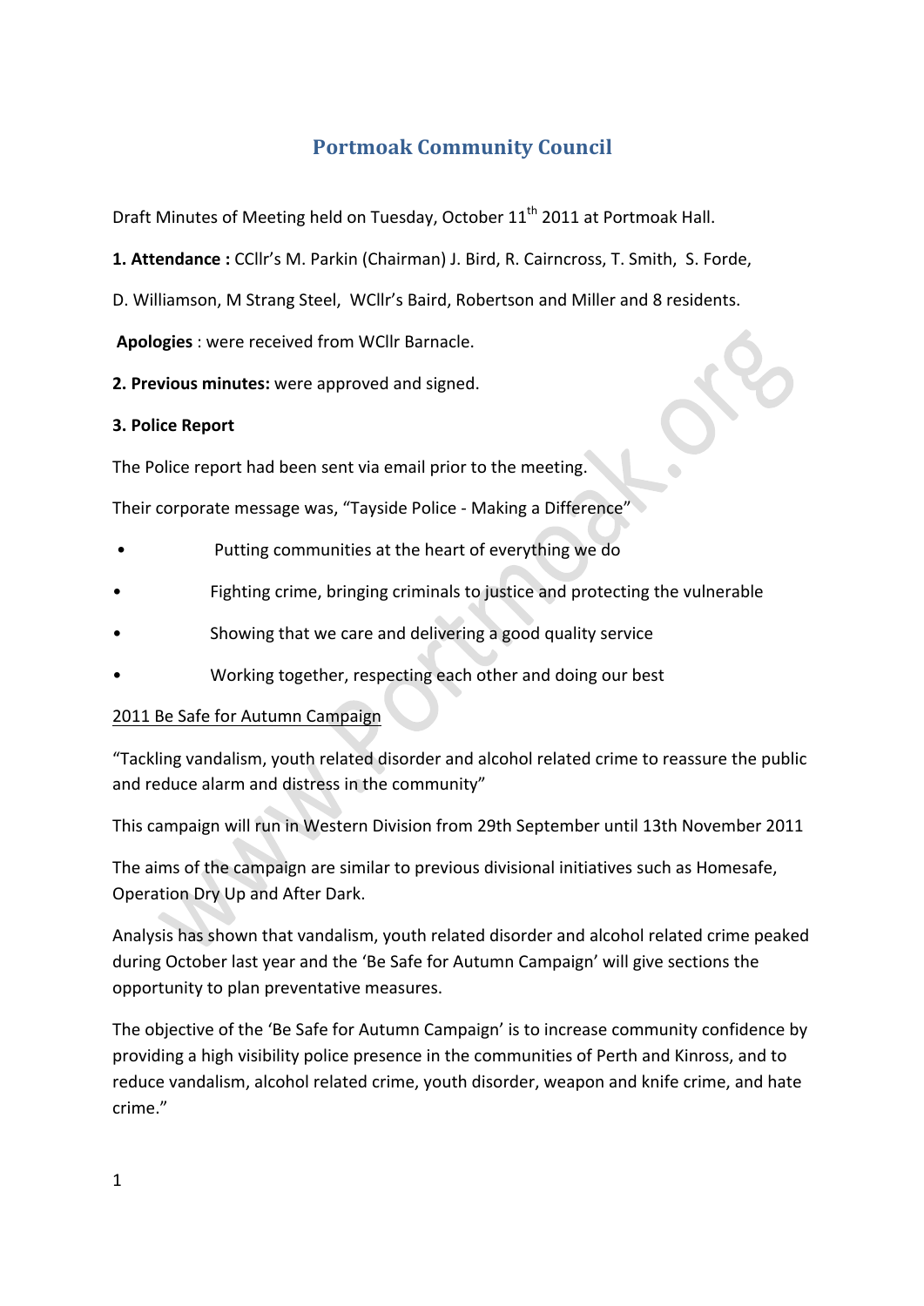# Portmoak Community Council

Draft Minutes of Meeting held on Tuesday, October 11th 2011 at Portmoak Hall.

**1. Attendance :** CCllr's M. Parkin (Chairman) J. Bird, R. Cairncross, T. Smith, S. Forde, D. Williamson, M Strang Steel, WCllr's Baird, Robertson and Miller and 8 residents.

**Apologies** : were received from WCllr Barnacle.

**2. Previous minutes:** were approved and signed.

**3. Police Report**

The Police report had been sent via email prior to the meeting.

Their corporate message was, "Tayside Police - Making a Difference"

- Putting communities at the heart of everything we do
- Fighting crime, bringing criminals to justice and protecting the vulnerable
- Showing that we care and delivering a good quality service
- Working together, respecting each other and doing our best

<u>2011 Be Safe for Autumn Campaign</u>

"Tackling vandalism, youth related disorder and alcohol related crime to reassure the public and reduce alarm and distress in the community"

This campaign will run in Western Division from 29th September until 13th November 2011

The aims of the campaign are similar to previous divisional initiatives such as Homesafe, Operation Dry Up and After Dark.

Analysis has shown that vandalism, youth related disorder and alcohol related crime peaked during October last year and the 'Be Safe for Autumn Campaign' will give sections the opportunity to plan preventative measures.

The objective of the 'Be Safe for Autumn Campaign' is to increase community confidence by providing a high visibility police presence in the communities of Perth and Kinross, and to reduce vandalism, alcohol related crime, youth disorder, weapon and knife crime, and hate crime."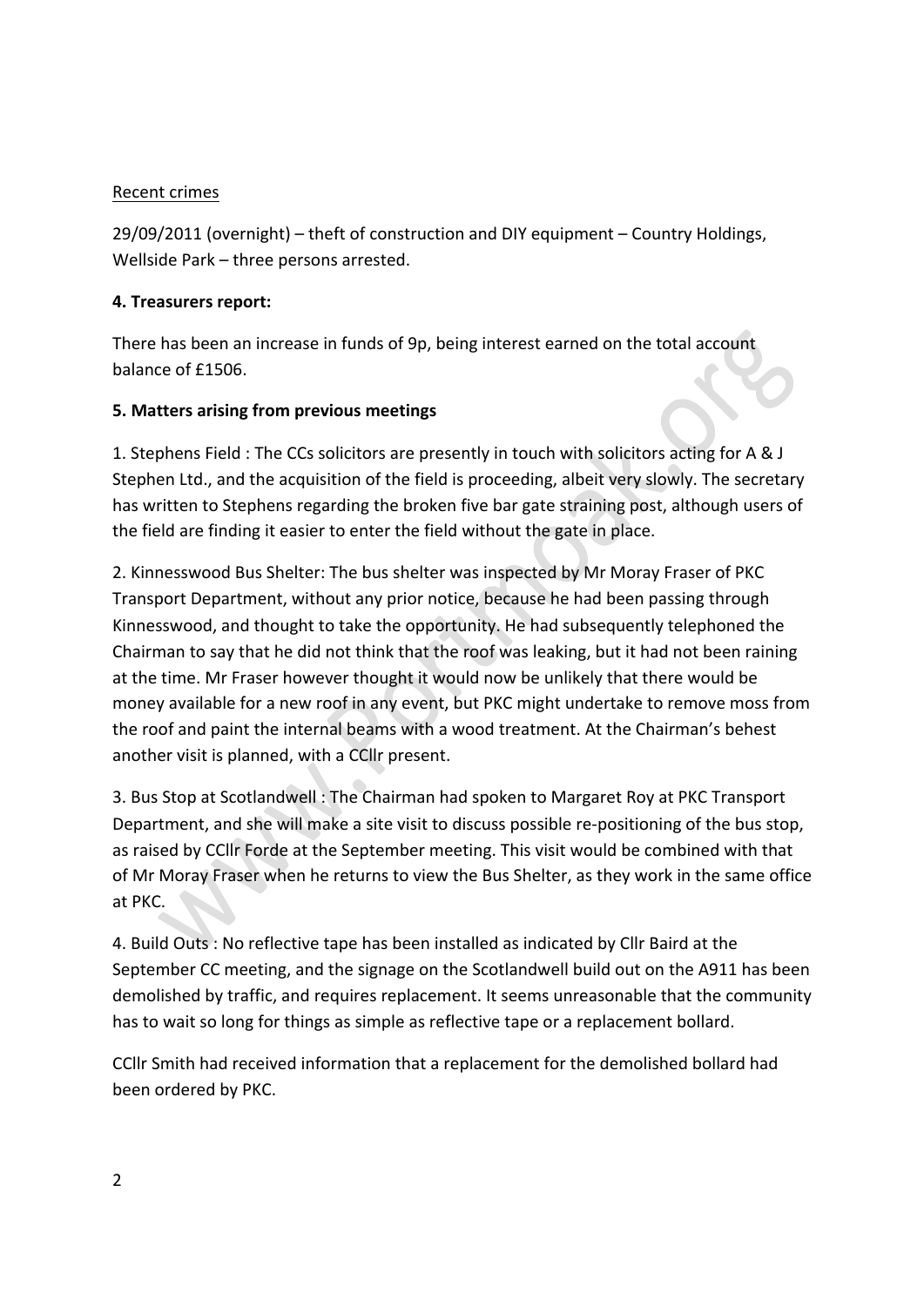Recent crimes

29/09/2011 (overnight) – theft of construction and DIY equipment – Country Holdings, Wellside Park – three persons arrested.

**4. Treasurers report:**

There has been an increase in funds of 9p, being interest earned on the total account balance of £1506.

**5. Matters arising from previous meetings**

1. Stephens Field : The CCs solicitors are presently in touch with solicitors acting for A & J Stephen Ltd., and the acquisition of the field is proceeding, albeit very slowly. The secretary has written to Stephens regarding the broken five bar gate straining post, although users of the field are finding it easier to enter the field without the gate in place.

2. Kinnesswood Bus Shelter: The bus shelter was inspected by Mr Moray Fraser of PKC Transport Department, without any prior notice, because he had been passing through Kinnesswood, and thought to take the opportunity. He had subsequently telephoned the Chairman to say that he did not think that the roof was leaking, but it had not been raining at the time. Mr Fraser however thought it would now be unlikely that there would be money available for a new roof in any event, but PKC might undertake to remove moss from the roof and paint the internal beams with a wood treatment. At the Chairman's behest another visit is planned, with a CCllr present.

3. Bus Stop at Scotlandwell : The Chairman had spoken to Margaret Roy at PKC Transport Department, and she will make a site visit to discuss possible re-positioning of the bus stop, as raised by CCllr Forde at the September meeting. This visit would be combined with that of Mr Moray Fraser when he returns to view the Bus Shelter, as they work in the same office at PKC.

4. Build Outs : No reflective tape has been installed as indicated by Cllr Baird at the September CC meeting, and the signage on the Scotlandwell build out on the A911 has been demolished by traffic, and requires replacement. It seems unreasonable that the community has to wait so long for things as simple as reflective tape or a replacement bollard.

CCllr Smith had received information that a replacement for the demolished bollard had been ordered by PKC.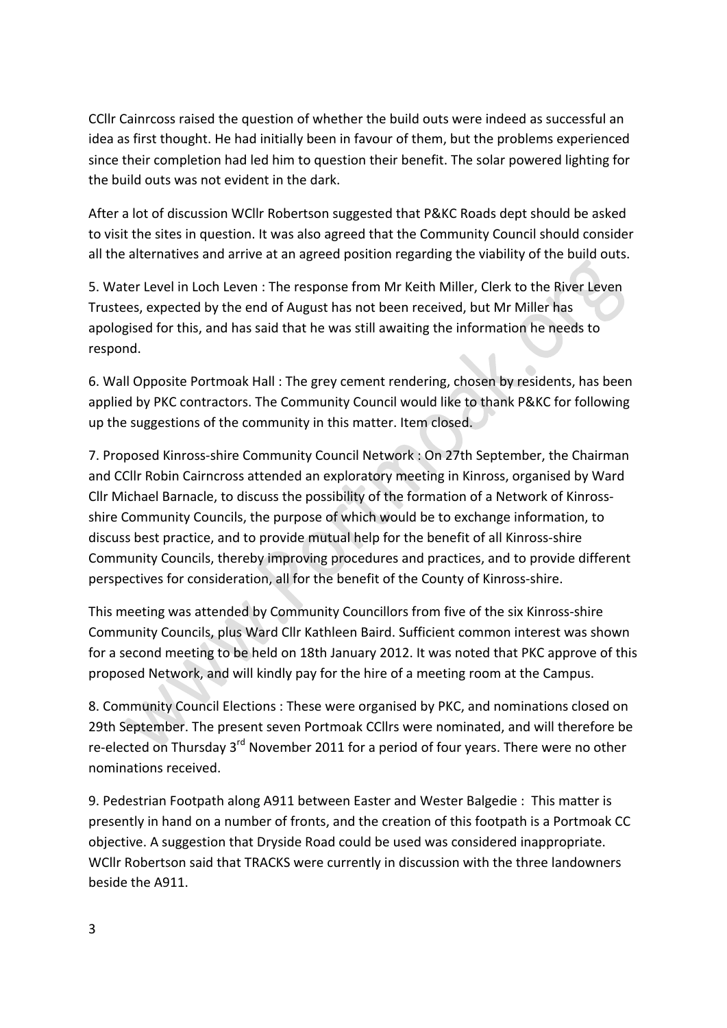CCllr Cainrcoss raised the question of whether the build outs were indeed as successful an idea as first thought. He had initially been in favour of them, but the problems experienced since their completion had led him to question their benefit. The solar powered lighting for the build outs was not evident in the dark.

After a lot of discussion WCllr Robertson suggested that P&KC Roads dept should be asked to visit the sites in question. It was also agreed that the Community Council should consider all the alternatives and arrive at an agreed position regarding the viability of the build outs.

5. Water Level in Loch Leven : The response from Mr Keith Miller, Clerk to the River Leven Trustees, expected by the end of August has not been received, but Mr Miller has apologised for this, and has said that he was still awaiting the information he needs to respond.

6. Wall Opposite Portmoak Hall : The grey cement rendering, chosen by residents, has been applied by PKC contractors. The Community Council would like to thank P&KC for following up the suggestions of the community in this matter. Item closed.

7. Proposed Kinross-shire Community Council Network : On 27th September, the Chairman and CCllr Robin Cairncross attended an exploratory meeting in Kinross, organised by Ward Cllr Michael Barnacle, to discuss the possibility of the formation of a Network of Kinross-shire Community Councils, the purpose of which would be to exchange information, to discuss best practice, and to provide mutual help for the benefit of all Kinross-shire Community Councils, thereby improving procedures and practices, and to provide different perspectives for consideration, all for the benefit of the County of Kinross-shire.

This meeting was attended by Community Councillors from five of the six Kinross-shire Community Councils, plus Ward Cllr Kathleen Baird. Sufficient common interest was shown for a second meeting to be held on 18th January 2012. It was noted that PKC approve of this proposed Network, and will kindly pay for the hire of a meeting room at the Campus.

8. Community Council Elections : These were organised by PKC, and nominations closed on 29th September. The present seven Portmoak CCllrs were nominated, and will therefore be re-elected on Thursday 3rd November 2011 for a period of four years. There were no other nominations received.

9. Pedestrian Footpath along A911 between Easter and Wester Balgedie : This matter is presently in hand on a number of fronts, and the creation of this footpath is a Portmoak CC objective. A suggestion that Dryside Road could be used was considered inappropriate. WCllr Robertson said that TRACKS were currently in discussion with the three landowners beside the A911.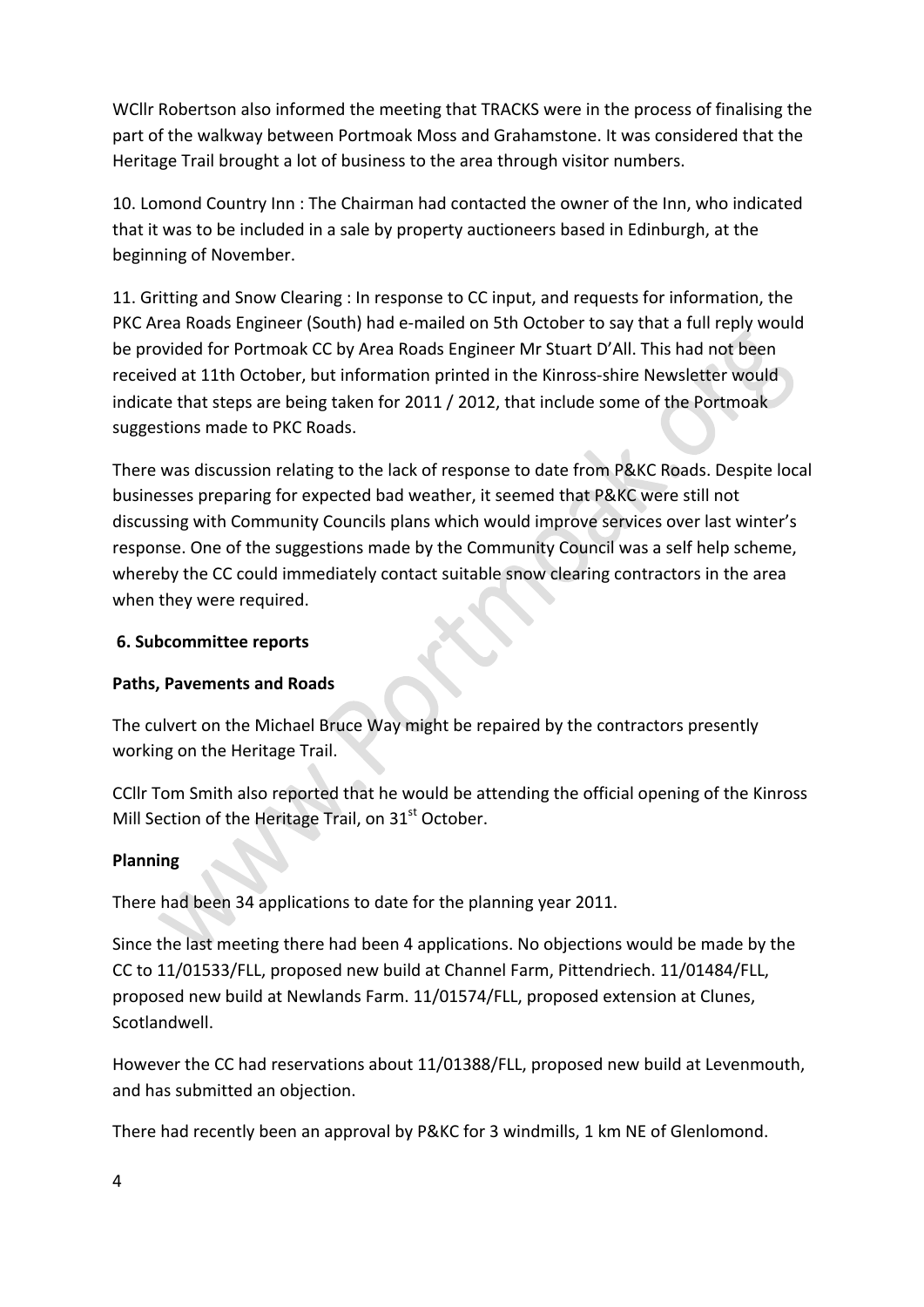WCllr Robertson also informed the meeting that TRACKS were in the process of finalising the part of the walkway between Portmoak Moss and Grahamstone. It was considered that the Heritage Trail brought a lot of business to the area through visitor numbers.

10. Lomond Country Inn : The Chairman had contacted the owner of the Inn, who indicated that it was to be included in a sale by property auctioneers based in Edinburgh, at the beginning of November.

11. Gritting and Snow Clearing : In response to CC input, and requests for information, the PKC Area Roads Engineer (South) had e-mailed on 5th October to say that a full reply would be provided for Portmoak CC by Area Roads Engineer Mr Stuart D'All. This had not been received at 11th October, but information printed in the Kinross-shire Newsletter would indicate that steps are being taken for 2011 / 2012, that include some of the Portmoak suggestions made to PKC Roads.

There was discussion relating to the lack of response to date from P&KC Roads. Despite local businesses preparing for expected bad weather, it seemed that P&KC were still not discussing with Community Councils plans which would improve services over last winter's response. One of the suggestions made by the Community Council was a self help scheme, whereby the CC could immediately contact suitable snow clearing contractors in the area when they were required.

**6. Subcommittee reports**

**Paths, Pavements and Roads**

The culvert on the Michael Bruce Way might be repaired by the contractors presently working on the Heritage Trail.

CCllr Tom Smith also reported that he would be attending the official opening of the Kinross Mill Section of the Heritage Trail, on 31st October.

**Planning**

There had been 34 applications to date for the planning year 2011.

Since the last meeting there had been 4 applications. No objections would be made by the CC to 11/01533/FLL, proposed new build at Channel Farm, Pittendriech. 11/01484/FLL, proposed new build at Newlands Farm. 11/01574/FLL, proposed extension at Clunes, Scotlandwell.

However the CC had reservations about 11/01388/FLL, proposed new build at Levenmouth, and has submitted an objection.

There had recently been an approval by P&KC for 3 windmills, 1 km NE of Glenlomond.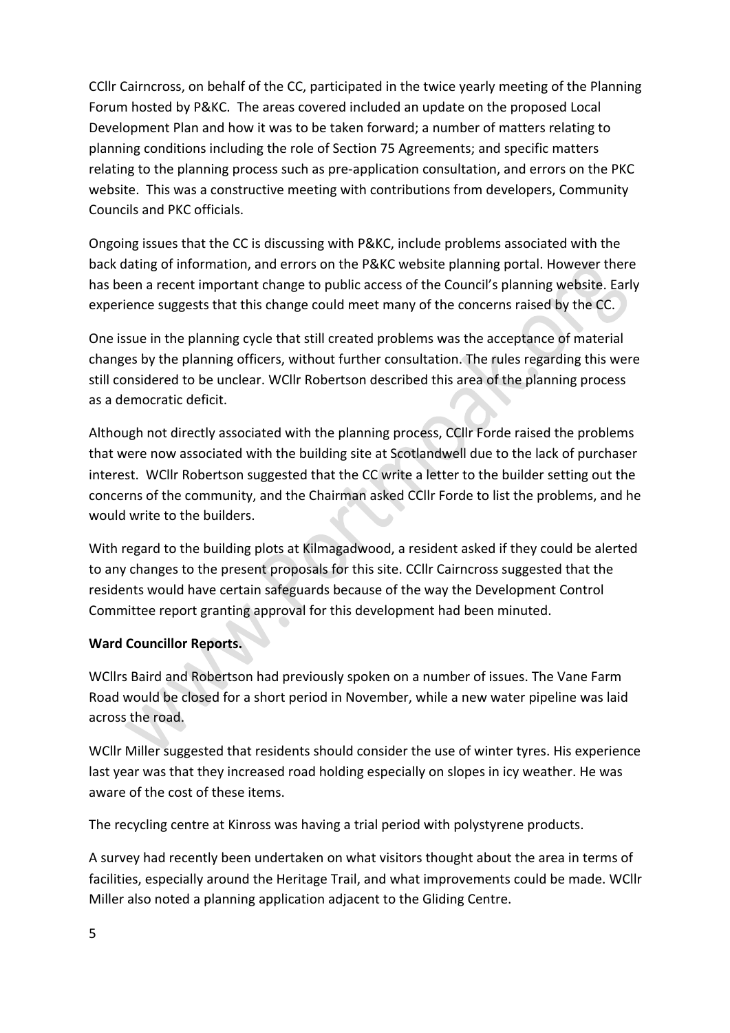CCllr Cairncross, on behalf of the CC, participated in the twice yearly meeting of the Planning Forum hosted by P&KC. The areas covered included an update on the proposed Local Development Plan and how it was to be taken forward; a number of matters relating to planning conditions including the role of Section 75 Agreements; and specific matters relating to the planning process such as pre-application consultation, and errors on the PKC website. This was a constructive meeting with contributions from developers, Community Councils and PKC officials.

Ongoing issues that the CC is discussing with P&KC, include problems associated with the back dating of information, and errors on the P&KC website planning portal. However there has been a recent important change to public access of the Council's planning website. Early experience suggests that this change could meet many of the concerns raised by the CC.

One issue in the planning cycle that still created problems was the acceptance of material changes by the planning officers, without further consultation. The rules regarding this were still considered to be unclear. WCllr Robertson described this area of the planning process as a democratic deficit.

Although not directly associated with the planning process, CCllr Forde raised the problems that were now associated with the building site at Scotlandwell due to the lack of purchaser interest. WCllr Robertson suggested that the CC write a letter to the builder setting out the concerns of the community, and the Chairman asked CCllr Forde to list the problems, and he would write to the builders.

With regard to the building plots at Kilmagadwood, a resident asked if they could be alerted to any changes to the present proposals for this site. CCllr Cairncross suggested that the residents would have certain safeguards because of the way the Development Control Committee report granting approval for this development had been minuted.

**Ward Councillor Reports.**

WCllrs Baird and Robertson had previously spoken on a number of issues. The Vane Farm Road would be closed for a short period in November, while a new water pipeline was laid across the road.

WCllr Miller suggested that residents should consider the use of winter tyres. His experience last year was that they increased road holding especially on slopes in icy weather. He was aware of the cost of these items.

The recycling centre at Kinross was having a trial period with polystyrene products.

A survey had recently been undertaken on what visitors thought about the area in terms of facilities, especially around the Heritage Trail, and what improvements could be made. WCllr Miller also noted a planning application adjacent to the Gliding Centre.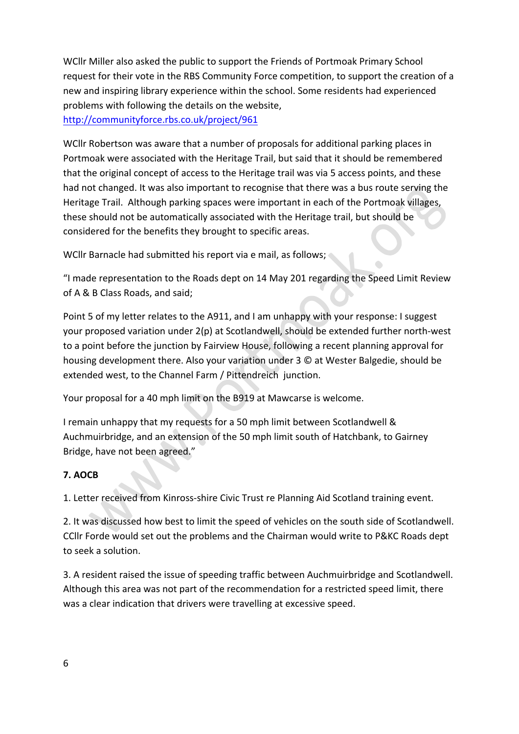WCllr Miller also asked the public to support the Friends of Portmoak Primary School request for their vote in the RBS Community Force competition, to support the creation of a new and inspiring library experience within the school. Some residents had experienced problems with following the details on the website, http://communityforce.rbs.co.uk/project/961

WCllr Robertson was aware that a number of proposals for additional parking places in Portmoak were associated with the Heritage Trail, but said that it should be remembered that the original concept of access to the Heritage trail was via 5 access points, and these had not changed. It was also important to recognise that there was a bus route serving the Heritage Trail. Although parking spaces were important in each of the Portmoak villages, these should not be automatically associated with the Heritage trail, but should be considered for the benefits they brought to specific areas.

WCllr Barnacle had submitted his report via e mail, as follows;

"I made representation to the Roads dept on 14 May 201 regarding the Speed Limit Review of A & B Class Roads, and said;

Point 5 of my letter relates to the A911, and I am unhappy with your response: I suggest your proposed variation under 2(p) at Scotlandwell, should be extended further north-west to a point before the junction by Fairview House, following a recent planning approval for housing development there. Also your variation under 3 © at Wester Balgedie, should be extended west, to the Channel Farm / Pittendreich junction.

Your proposal for a 40 mph limit on the B919 at Mawcarse is welcome.

I remain unhappy that my requests for a 50 mph limit between Scotlandwell & Auchmuirbridge, and an extension of the 50 mph limit south of Hatchbank, to Gairney Bridge, have not been agreed."

**7. AOCB**

1. Letter received from Kinross-shire Civic Trust re Planning Aid Scotland training event.

2. It was discussed how best to limit the speed of vehicles on the south side of Scotlandwell. CCllr Forde would set out the problems and the Chairman would write to P&KC Roads dept to seek a solution.

3. A resident raised the issue of speeding traffic between Auchmuirbridge and Scotlandwell. Although this area was not part of the recommendation for a restricted speed limit, there was a clear indication that drivers were travelling at excessive speed.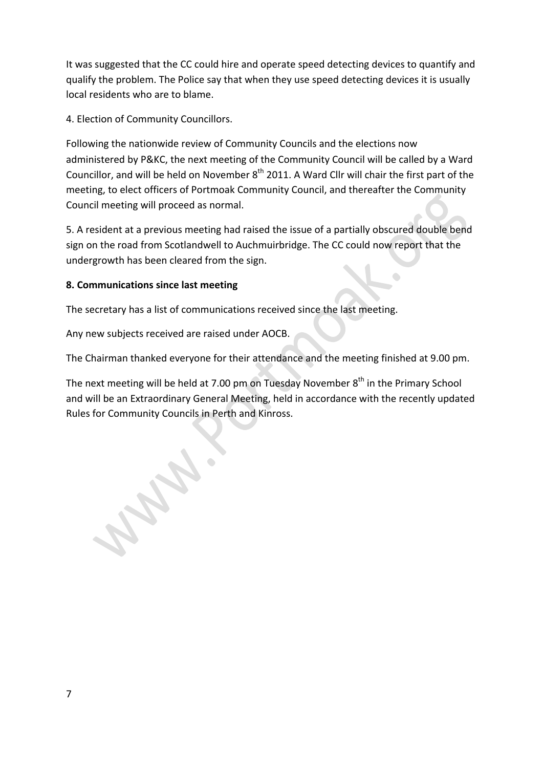It was suggested that the CC could hire and operate speed detecting devices to quantify and qualify the problem. The Police say that when they use speed detecting devices it is usually local residents who are to blame.

4. Election of Community Councillors.

Following the nationwide review of Community Councils and the elections now administered by P&KC, the next meeting of the Community Council will be called by a Ward Councillor, and will be held on November 8th 2011. A Ward Cllr will chair the first part of the meeting, to elect officers of Portmoak Community Council, and thereafter the Community Council meeting will proceed as normal.

5. A resident at a previous meeting had raised the issue of a partially obscured double bend sign on the road from Scotlandwell to Auchmuirbridge. The CC could now report that the undergrowth has been cleared from the sign.

**8. Communications since last meeting**

The secretary has a list of communications received since the last meeting.

Any new subjects received are raised under AOCB.

The Chairman thanked everyone for their attendance and the meeting finished at 9.00 pm.

The next meeting will be held at 7.00 pm on Tuesday November 8th in the Primary School and will be an Extraordinary General Meeting, held in accordance with the recently updated Rules for Community Councils in Perth and Kinross.